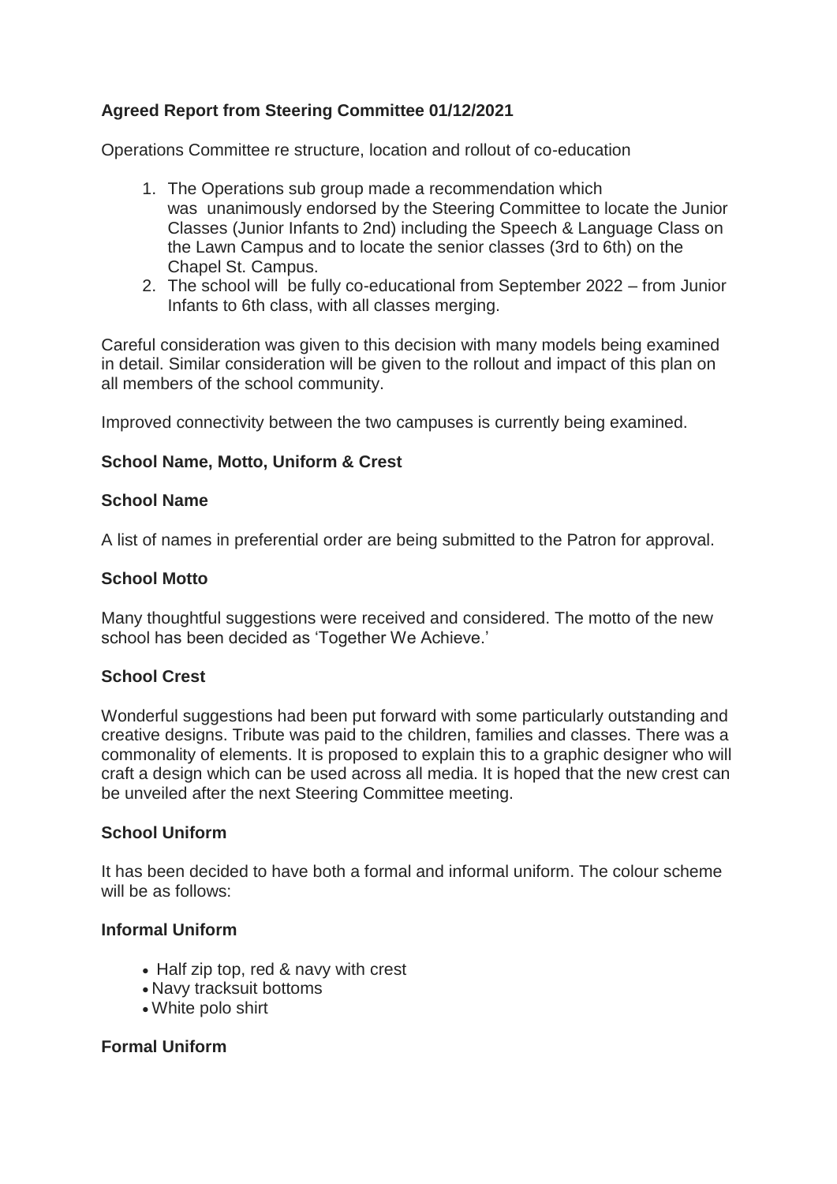**Agreed Report from Steering Committee 01/12/2021**

Operations Committee re structure, location and rollout of co-education

1. The Operations sub group made a recommendation which was unanimously endorsed by the Steering Committee to locate the Junior Classes (Junior Infants to 2nd) including the Speech & Language Class on the Lawn Campus and to locate the senior classes (3rd to 6th) on the Chapel St. Campus.
2. The school will be fully co-educational from September 2022 – from Junior Infants to 6th class, with all classes merging.

Careful consideration was given to this decision with many models being examined in detail. Similar consideration will be given to the rollout and impact of this plan on all members of the school community.

Improved connectivity between the two campuses is currently being examined.

**School Name, Motto, Uniform & Crest**

**School Name**

A list of names in preferential order are being submitted to the Patron for approval.

**School Motto**

Many thoughtful suggestions were received and considered. The motto of the new school has been decided as 'Together We Achieve.'

**School Crest**

Wonderful suggestions had been put forward with some particularly outstanding and creative designs. Tribute was paid to the children, families and classes. There was a commonality of elements. It is proposed to explain this to a graphic designer who will craft a design which can be used across all media. It is hoped that the new crest can be unveiled after the next Steering Committee meeting.

**School Uniform**

It has been decided to have both a formal and informal uniform. The colour scheme will be as follows:

**Informal Uniform**

- Half zip top, red & navy with crest
- Navy tracksuit bottoms
- White polo shirt

**Formal Uniform**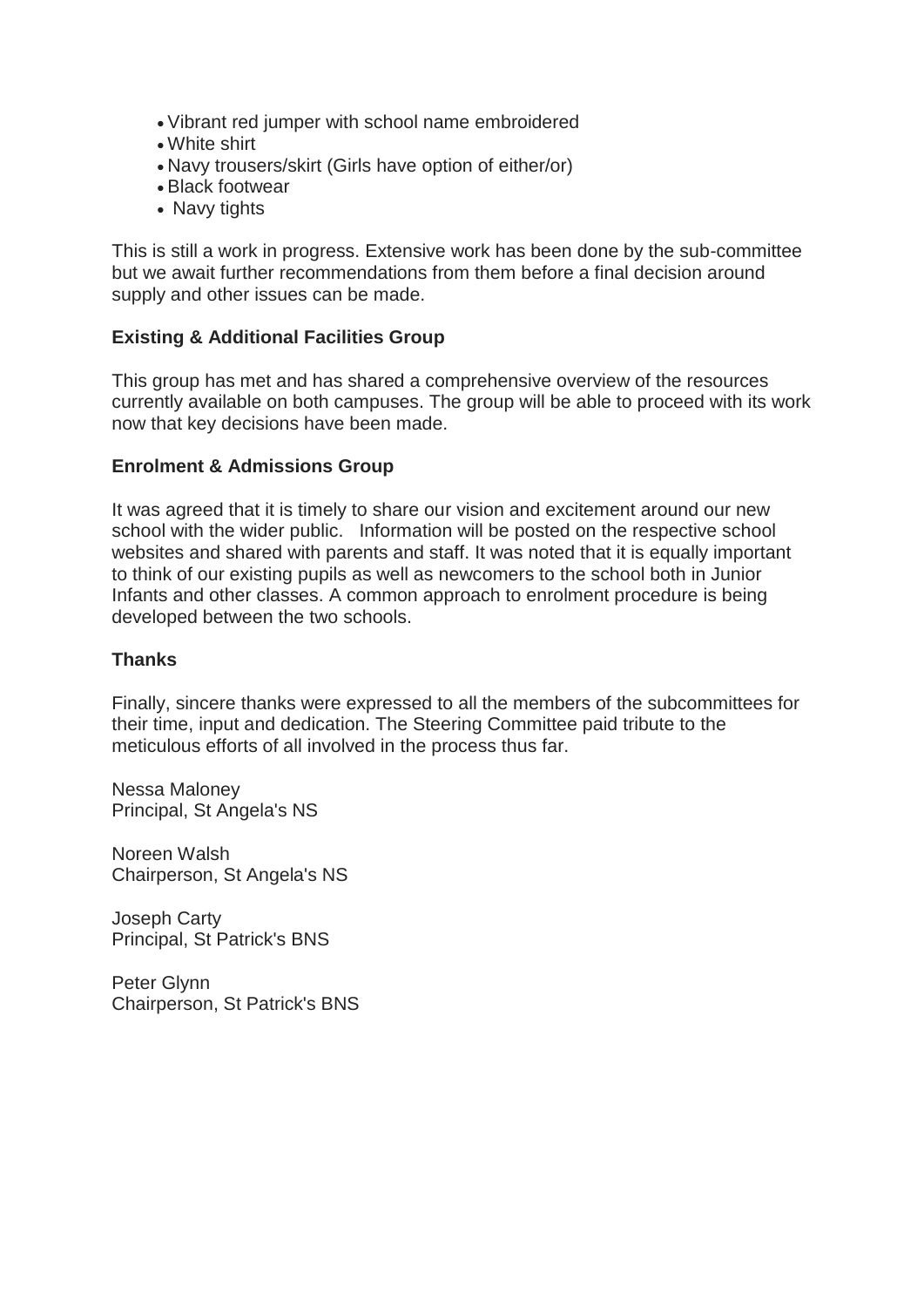- Vibrant red jumper with school name embroidered
- White shirt
- Navy trousers/skirt (Girls have option of either/or)
- Black footwear
- Navy tights

This is still a work in progress. Extensive work has been done by the sub-committee but we await further recommendations from them before a final decision around supply and other issues can be made.

**Existing & Additional Facilities Group**

This group has met and has shared a comprehensive overview of the resources currently available on both campuses. The group will be able to proceed with its work now that key decisions have been made.

**Enrolment & Admissions Group**

It was agreed that it is timely to share our vision and excitement around our new school with the wider public. Information will be posted on the respective school websites and shared with parents and staff. It was noted that it is equally important to think of our existing pupils as well as newcomers to the school both in Junior Infants and other classes. A common approach to enrolment procedure is being developed between the two schools.

**Thanks**

Finally, sincere thanks were expressed to all the members of the subcommittees for their time, input and dedication. The Steering Committee paid tribute to the meticulous efforts of all involved in the process thus far.

Nessa Maloney
Principal, St Angela's NS

Noreen Walsh
Chairperson, St Angela's NS

Joseph Carty
Principal, St Patrick's BNS

Peter Glynn
Chairperson, St Patrick's BNS